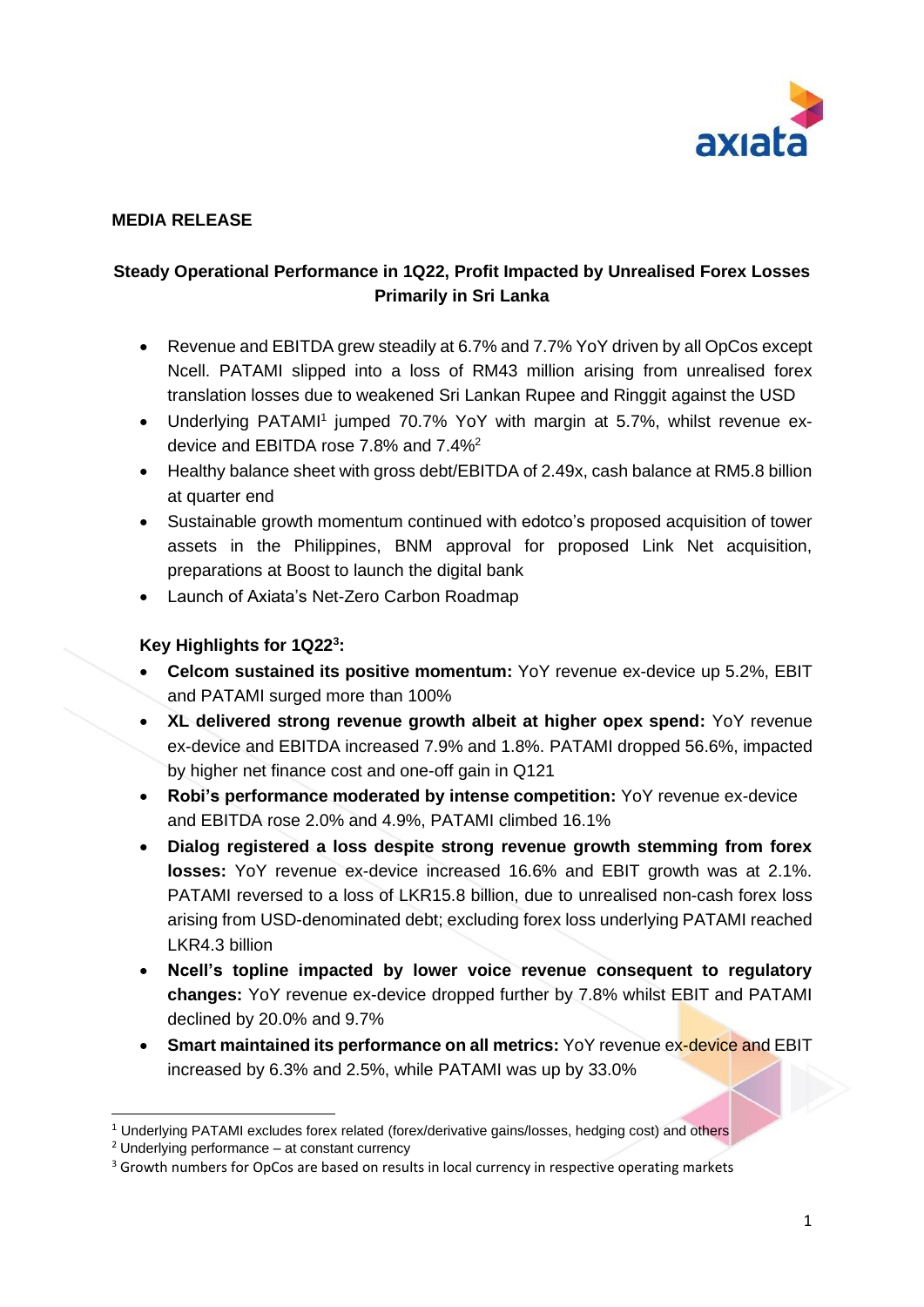**MEDIA RELEASE**

## Steady Operational Performance in 1Q22, Profit Impacted by Unrealised Forex Losses Primarily in Sri Lanka

- Revenue and EBITDA grew steadily at 6.7% and 7.7% YoY driven by all OpCos except Ncell. PATAMI slipped into a loss of RM43 million arising from unrealised forex translation losses due to weakened Sri Lankan Rupee and Ringgit against the USD
- Underlying PATAMI[1] jumped 70.7% YoY with margin at 5.7%, whilst revenue ex-device and EBITDA rose 7.8% and 7.4%[2]
- Healthy balance sheet with gross debt/EBITDA of 2.49x, cash balance at RM5.8 billion at quarter end
- Sustainable growth momentum continued with edotco's proposed acquisition of tower assets in the Philippines, BNM approval for proposed Link Net acquisition, preparations at Boost to launch the digital bank
- Launch of Axiata's Net-Zero Carbon Roadmap

**Key Highlights for 1Q22[3]:**

- **Celcom sustained its positive momentum:** YoY revenue ex-device up 5.2%, EBIT and PATAMI surged more than 100%
- **XL delivered strong revenue growth albeit at higher opex spend:** YoY revenue ex-device and EBITDA increased 7.9% and 1.8%. PATAMI dropped 56.6%, impacted by higher net finance cost and one-off gain in Q121
- **Robi's performance moderated by intense competition:** YoY revenue ex-device and EBITDA rose 2.0% and 4.9%, PATAMI climbed 16.1%
- **Dialog registered a loss despite strong revenue growth stemming from forex losses:** YoY revenue ex-device increased 16.6% and EBIT growth was at 2.1%. PATAMI reversed to a loss of LKR15.8 billion, due to unrealised non-cash forex loss arising from USD-denominated debt; excluding forex loss underlying PATAMI reached LKR4.3 billion
- **Ncell's topline impacted by lower voice revenue consequent to regulatory changes:** YoY revenue ex-device dropped further by 7.8% whilst EBIT and PATAMI declined by 20.0% and 9.7%
- **Smart maintained its performance on all metrics:** YoY revenue ex-device and EBIT increased by 6.3% and 2.5%, while PATAMI was up by 33.0%

---

[1] Underlying PATAMI excludes forex related (forex/derivative gains/losses, hedging cost) and others

[2] Underlying performance – at constant currency

[3] Growth numbers for OpCos are based on results in local currency in respective operating markets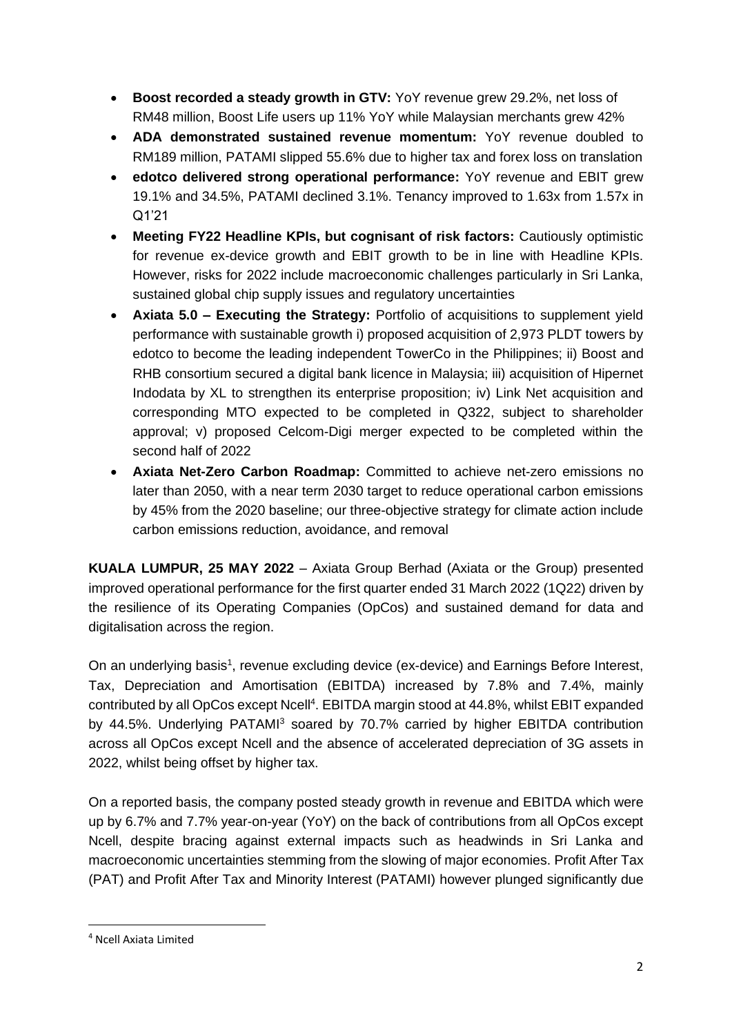- **Boost recorded a steady growth in GTV:** YoY revenue grew 29.2%, net loss of RM48 million, Boost Life users up 11% YoY while Malaysian merchants grew 42%
- **ADA demonstrated sustained revenue momentum:** YoY revenue doubled to RM189 million, PATAMI slipped 55.6% due to higher tax and forex loss on translation
- **edotco delivered strong operational performance:** YoY revenue and EBIT grew 19.1% and 34.5%, PATAMI declined 3.1%. Tenancy improved to 1.63x from 1.57x in Q1'21
- **Meeting FY22 Headline KPIs, but cognisant of risk factors:** Cautiously optimistic for revenue ex-device growth and EBIT growth to be in line with Headline KPIs. However, risks for 2022 include macroeconomic challenges particularly in Sri Lanka, sustained global chip supply issues and regulatory uncertainties
- **Axiata 5.0 – Executing the Strategy:** Portfolio of acquisitions to supplement yield performance with sustainable growth i) proposed acquisition of 2,973 PLDT towers by edotco to become the leading independent TowerCo in the Philippines; ii) Boost and RHB consortium secured a digital bank licence in Malaysia; iii) acquisition of Hipernet Indodata by XL to strengthen its enterprise proposition; iv) Link Net acquisition and corresponding MTO expected to be completed in Q322, subject to shareholder approval; v) proposed Celcom-Digi merger expected to be completed within the second half of 2022
- **Axiata Net-Zero Carbon Roadmap:** Committed to achieve net-zero emissions no later than 2050, with a near term 2030 target to reduce operational carbon emissions by 45% from the 2020 baseline; our three-objective strategy for climate action include carbon emissions reduction, avoidance, and removal

**KUALA LUMPUR, 25 MAY 2022** – Axiata Group Berhad (Axiata or the Group) presented improved operational performance for the first quarter ended 31 March 2022 (1Q22) driven by the resilience of its Operating Companies (OpCos) and sustained demand for data and digitalisation across the region.

On an underlying basis[1], revenue excluding device (ex-device) and Earnings Before Interest, Tax, Depreciation and Amortisation (EBITDA) increased by 7.8% and 7.4%, mainly contributed by all OpCos except Ncell[4]. EBITDA margin stood at 44.8%, whilst EBIT expanded by 44.5%. Underlying PATAMI[3] soared by 70.7% carried by higher EBITDA contribution across all OpCos except Ncell and the absence of accelerated depreciation of 3G assets in 2022, whilst being offset by higher tax.

On a reported basis, the company posted steady growth in revenue and EBITDA which were up by 6.7% and 7.7% year-on-year (YoY) on the back of contributions from all OpCos except Ncell, despite bracing against external impacts such as headwinds in Sri Lanka and macroeconomic uncertainties stemming from the slowing of major economies. Profit After Tax (PAT) and Profit After Tax and Minority Interest (PATAMI) however plunged significantly due

---

[4] Ncell Axiata Limited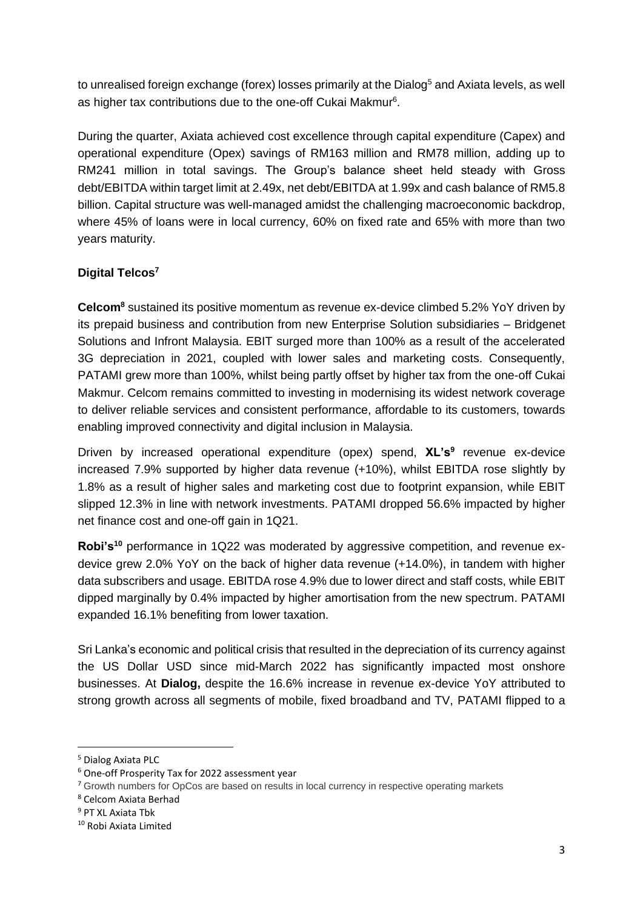to unrealised foreign exchange (forex) losses primarily at the Dialog[5] and Axiata levels, as well as higher tax contributions due to the one-off Cukai Makmur[6].

During the quarter, Axiata achieved cost excellence through capital expenditure (Capex) and operational expenditure (Opex) savings of RM163 million and RM78 million, adding up to RM241 million in total savings. The Group's balance sheet held steady with Gross debt/EBITDA within target limit at 2.49x, net debt/EBITDA at 1.99x and cash balance of RM5.8 billion. Capital structure was well-managed amidst the challenging macroeconomic backdrop, where 45% of loans were in local currency, 60% on fixed rate and 65% with more than two years maturity.

**Digital Telcos[7]**

**Celcom[8]** sustained its positive momentum as revenue ex-device climbed 5.2% YoY driven by its prepaid business and contribution from new Enterprise Solution subsidiaries – Bridgenet Solutions and Infront Malaysia. EBIT surged more than 100% as a result of the accelerated 3G depreciation in 2021, coupled with lower sales and marketing costs. Consequently, PATAMI grew more than 100%, whilst being partly offset by higher tax from the one-off Cukai Makmur. Celcom remains committed to investing in modernising its widest network coverage to deliver reliable services and consistent performance, affordable to its customers, towards enabling improved connectivity and digital inclusion in Malaysia.

Driven by increased operational expenditure (opex) spend, **XL's[9]** revenue ex-device increased 7.9% supported by higher data revenue (+10%), whilst EBITDA rose slightly by 1.8% as a result of higher sales and marketing cost due to footprint expansion, while EBIT slipped 12.3% in line with network investments. PATAMI dropped 56.6% impacted by higher net finance cost and one-off gain in 1Q21.

**Robi's[10]** performance in 1Q22 was moderated by aggressive competition, and revenue ex-device grew 2.0% YoY on the back of higher data revenue (+14.0%), in tandem with higher data subscribers and usage. EBITDA rose 4.9% due to lower direct and staff costs, while EBIT dipped marginally by 0.4% impacted by higher amortisation from the new spectrum. PATAMI expanded 16.1% benefiting from lower taxation.

Sri Lanka's economic and political crisis that resulted in the depreciation of its currency against the US Dollar USD since mid-March 2022 has significantly impacted most onshore businesses. At **Dialog,** despite the 16.6% increase in revenue ex-device YoY attributed to strong growth across all segments of mobile, fixed broadband and TV, PATAMI flipped to a

---

[5] Dialog Axiata PLC

[6] One-off Prosperity Tax for 2022 assessment year

[7] Growth numbers for OpCos are based on results in local currency in respective operating markets

[8] Celcom Axiata Berhad

[9] PT XL Axiata Tbk

[10] Robi Axiata Limited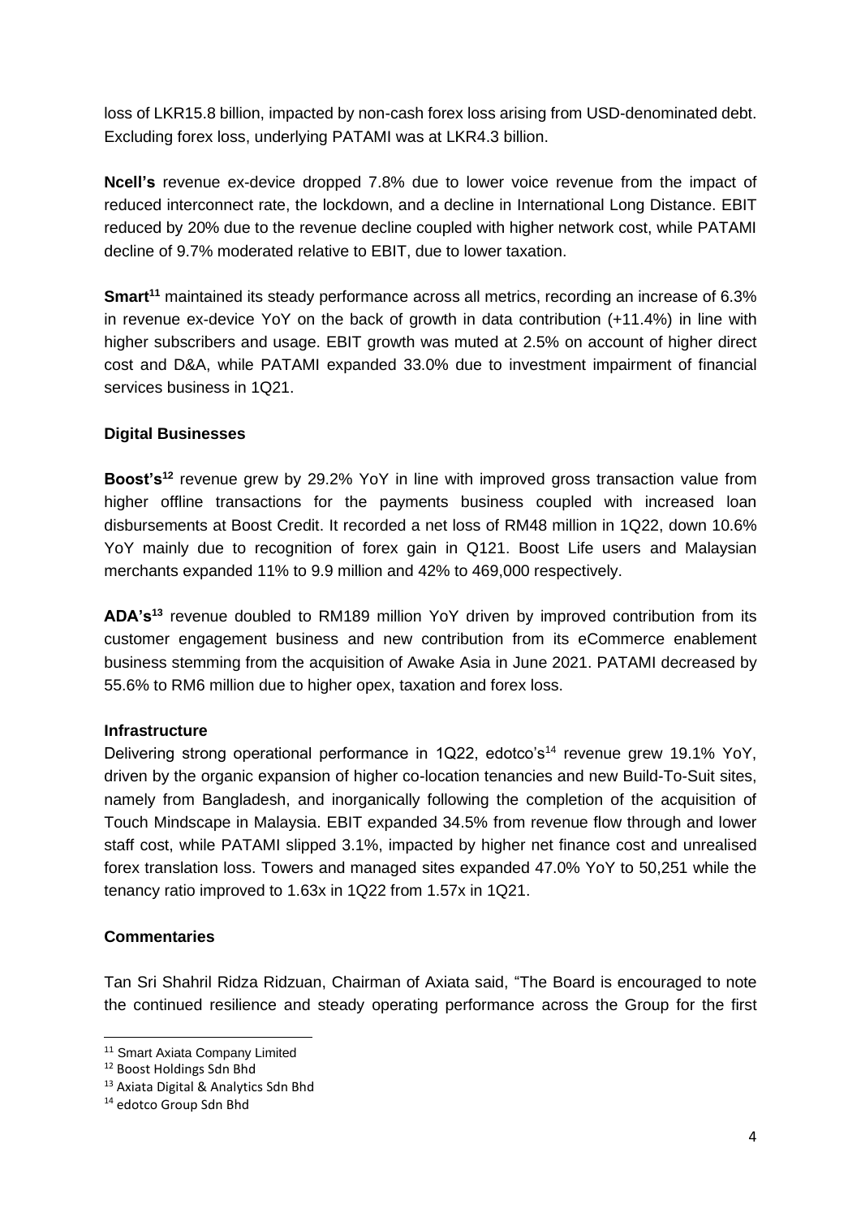loss of LKR15.8 billion, impacted by non-cash forex loss arising from USD-denominated debt. Excluding forex loss, underlying PATAMI was at LKR4.3 billion.

**Ncell's** revenue ex-device dropped 7.8% due to lower voice revenue from the impact of reduced interconnect rate, the lockdown, and a decline in International Long Distance. EBIT reduced by 20% due to the revenue decline coupled with higher network cost, while PATAMI decline of 9.7% moderated relative to EBIT, due to lower taxation.

**Smart**[11] maintained its steady performance across all metrics, recording an increase of 6.3% in revenue ex-device YoY on the back of growth in data contribution (+11.4%) in line with higher subscribers and usage. EBIT growth was muted at 2.5% on account of higher direct cost and D&A, while PATAMI expanded 33.0% due to investment impairment of financial services business in 1Q21.

**Digital Businesses**

**Boost's**[12] revenue grew by 29.2% YoY in line with improved gross transaction value from higher offline transactions for the payments business coupled with increased loan disbursements at Boost Credit. It recorded a net loss of RM48 million in 1Q22, down 10.6% YoY mainly due to recognition of forex gain in Q121. Boost Life users and Malaysian merchants expanded 11% to 9.9 million and 42% to 469,000 respectively.

**ADA's**[13] revenue doubled to RM189 million YoY driven by improved contribution from its customer engagement business and new contribution from its eCommerce enablement business stemming from the acquisition of Awake Asia in June 2021. PATAMI decreased by 55.6% to RM6 million due to higher opex, taxation and forex loss.

**Infrastructure**

Delivering strong operational performance in 1Q22, edotco's[14] revenue grew 19.1% YoY, driven by the organic expansion of higher co-location tenancies and new Build-To-Suit sites, namely from Bangladesh, and inorganically following the completion of the acquisition of Touch Mindscape in Malaysia. EBIT expanded 34.5% from revenue flow through and lower staff cost, while PATAMI slipped 3.1%, impacted by higher net finance cost and unrealised forex translation loss. Towers and managed sites expanded 47.0% YoY to 50,251 while the tenancy ratio improved to 1.63x in 1Q22 from 1.57x in 1Q21.

**Commentaries**

Tan Sri Shahril Ridza Ridzuan, Chairman of Axiata said, "The Board is encouraged to note the continued resilience and steady operating performance across the Group for the first

---

[11] Smart Axiata Company Limited

[12] Boost Holdings Sdn Bhd

[13] Axiata Digital & Analytics Sdn Bhd

[14] edotco Group Sdn Bhd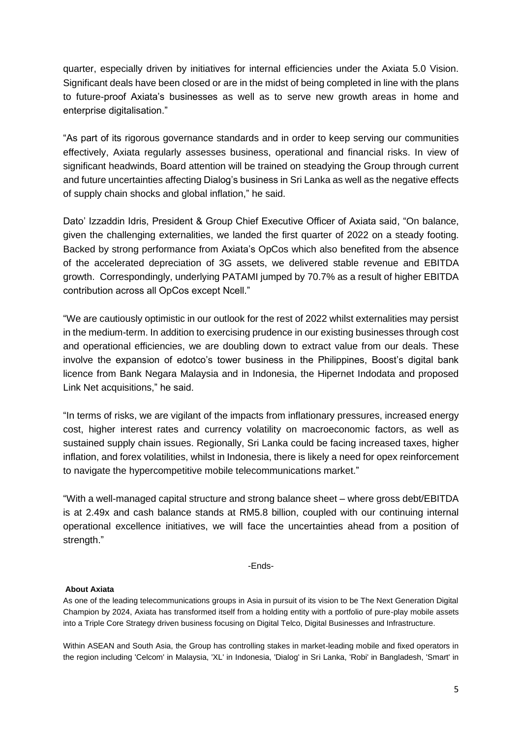quarter, especially driven by initiatives for internal efficiencies under the Axiata 5.0 Vision. Significant deals have been closed or are in the midst of being completed in line with the plans to future-proof Axiata's businesses as well as to serve new growth areas in home and enterprise digitalisation."

"As part of its rigorous governance standards and in order to keep serving our communities effectively, Axiata regularly assesses business, operational and financial risks. In view of significant headwinds, Board attention will be trained on steadying the Group through current and future uncertainties affecting Dialog's business in Sri Lanka as well as the negative effects of supply chain shocks and global inflation," he said.

Dato' Izzaddin Idris, President & Group Chief Executive Officer of Axiata said, "On balance, given the challenging externalities, we landed the first quarter of 2022 on a steady footing. Backed by strong performance from Axiata's OpCos which also benefited from the absence of the accelerated depreciation of 3G assets, we delivered stable revenue and EBITDA growth. Correspondingly, underlying PATAMI jumped by 70.7% as a result of higher EBITDA contribution across all OpCos except Ncell."

"We are cautiously optimistic in our outlook for the rest of 2022 whilst externalities may persist in the medium-term. In addition to exercising prudence in our existing businesses through cost and operational efficiencies, we are doubling down to extract value from our deals. These involve the expansion of edotco's tower business in the Philippines, Boost's digital bank licence from Bank Negara Malaysia and in Indonesia, the Hipernet Indodata and proposed Link Net acquisitions," he said.

"In terms of risks, we are vigilant of the impacts from inflationary pressures, increased energy cost, higher interest rates and currency volatility on macroeconomic factors, as well as sustained supply chain issues. Regionally, Sri Lanka could be facing increased taxes, higher inflation, and forex volatilities, whilst in Indonesia, there is likely a need for opex reinforcement to navigate the hypercompetitive mobile telecommunications market."

"With a well-managed capital structure and strong balance sheet – where gross debt/EBITDA is at 2.49x and cash balance stands at RM5.8 billion, coupled with our continuing internal operational excellence initiatives, we will face the uncertainties ahead from a position of strength."

-Ends-

**About Axiata**

As one of the leading telecommunications groups in Asia in pursuit of its vision to be The Next Generation Digital Champion by 2024, Axiata has transformed itself from a holding entity with a portfolio of pure-play mobile assets into a Triple Core Strategy driven business focusing on Digital Telco, Digital Businesses and Infrastructure.

Within ASEAN and South Asia, the Group has controlling stakes in market-leading mobile and fixed operators in the region including 'Celcom' in Malaysia, 'XL' in Indonesia, 'Dialog' in Sri Lanka, 'Robi' in Bangladesh, 'Smart' in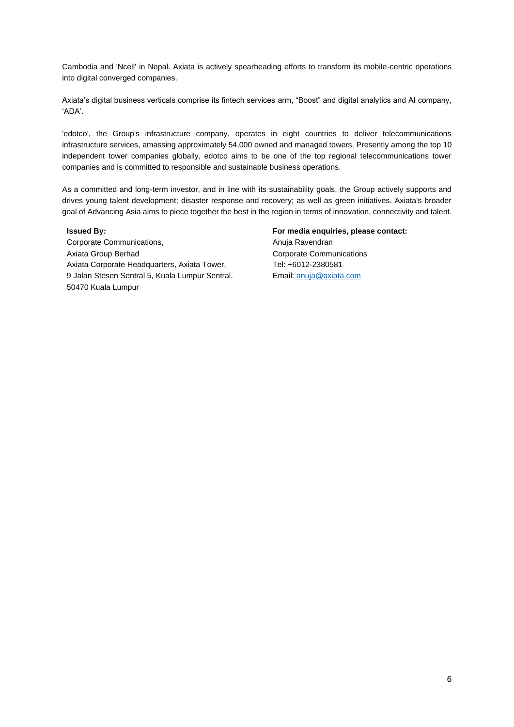Cambodia and 'Ncell' in Nepal. Axiata is actively spearheading efforts to transform its mobile-centric operations into digital converged companies.

Axiata's digital business verticals comprise its fintech services arm, "Boost" and digital analytics and AI company, 'ADA'.

'edotco', the Group's infrastructure company, operates in eight countries to deliver telecommunications infrastructure services, amassing approximately 54,000 owned and managed towers. Presently among the top 10 independent tower companies globally, edotco aims to be one of the top regional telecommunications tower companies and is committed to responsible and sustainable business operations.

As a committed and long-term investor, and in line with its sustainability goals, the Group actively supports and drives young talent development; disaster response and recovery; as well as green initiatives. Axiata's broader goal of Advancing Asia aims to piece together the best in the region in terms of innovation, connectivity and talent.

**Issued By:**
Corporate Communications,
Axiata Group Berhad
Axiata Corporate Headquarters, Axiata Tower,
9 Jalan Stesen Sentral 5, Kuala Lumpur Sentral.
50470 Kuala Lumpur

**For media enquiries, please contact:**
Anuja Ravendran
Corporate Communications
Tel: +6012-2380581
Email: anuja@axiata.com